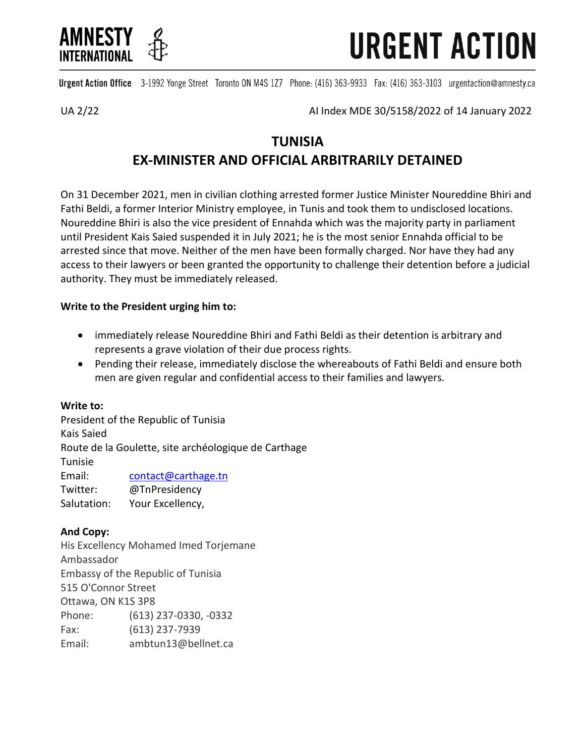**AMNESTY INTERNATIONAL**

# URGENT ACTION

**Urgent Action Office** 3-1992 Yonge Street Toronto ON M4S 1Z7 Phone: (416) 363-9933 Fax: (416) 363-3103 urgentaction@amnesty.ca

UA 2/22 AI Index MDE 30/5158/2022 of 14 January 2022

## TUNISIA

## EX-MINISTER AND OFFICIAL ARBITRARILY DETAINED

On 31 December 2021, men in civilian clothing arrested former Justice Minister Noureddine Bhiri and Fathi Beldi, a former Interior Ministry employee, in Tunis and took them to undisclosed locations. Noureddine Bhiri is also the vice president of Ennahda which was the majority party in parliament until President Kais Saied suspended it in July 2021; he is the most senior Ennahda official to be arrested since that move. Neither of the men have been formally charged. Nor have they had any access to their lawyers or been granted the opportunity to challenge their detention before a judicial authority. They must be immediately released.

**Write to the President urging him to:**

- immediately release Noureddine Bhiri and Fathi Beldi as their detention is arbitrary and represents a grave violation of their due process rights.
- Pending their release, immediately disclose the whereabouts of Fathi Beldi and ensure both men are given regular and confidential access to their families and lawyers.

**Write to:**

President of the Republic of Tunisia
Kais Saied
Route de la Goulette, site archéologique de Carthage
Tunisie
Email: contact@carthage.tn
Twitter: @TnPresidency
Salutation: Your Excellency,

**And Copy:**

His Excellency Mohamed Imed Torjemane
Ambassador
Embassy of the Republic of Tunisia
515 O'Connor Street
Ottawa, ON K1S 3P8
Phone: (613) 237-0330, -0332
Fax: (613) 237-7939
Email: ambtun13@bellnet.ca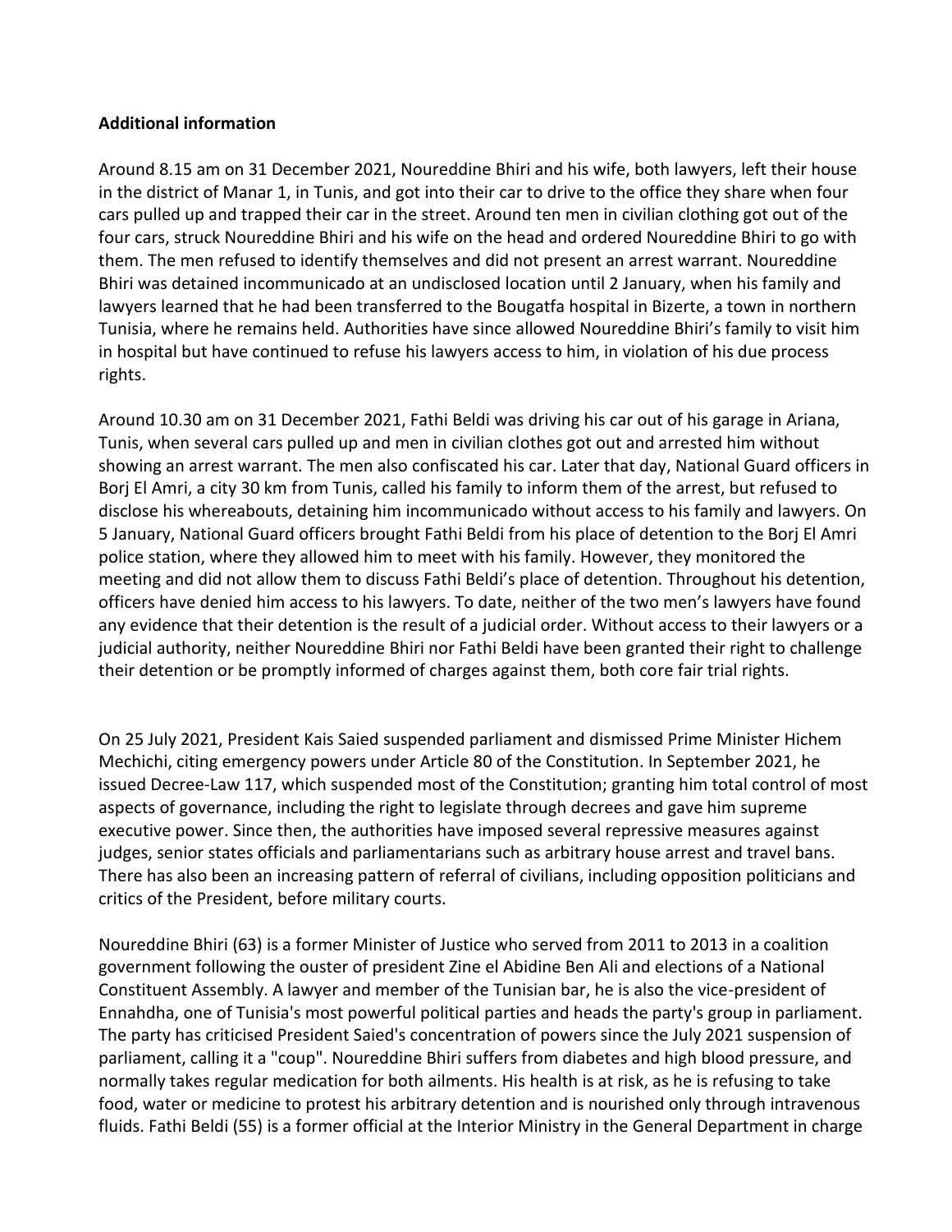**Additional information**

Around 8.15 am on 31 December 2021, Noureddine Bhiri and his wife, both lawyers, left their house in the district of Manar 1, in Tunis, and got into their car to drive to the office they share when four cars pulled up and trapped their car in the street. Around ten men in civilian clothing got out of the four cars, struck Noureddine Bhiri and his wife on the head and ordered Noureddine Bhiri to go with them. The men refused to identify themselves and did not present an arrest warrant. Noureddine Bhiri was detained incommunicado at an undisclosed location until 2 January, when his family and lawyers learned that he had been transferred to the Bougatfa hospital in Bizerte, a town in northern Tunisia, where he remains held. Authorities have since allowed Noureddine Bhiri's family to visit him in hospital but have continued to refuse his lawyers access to him, in violation of his due process rights.

Around 10.30 am on 31 December 2021, Fathi Beldi was driving his car out of his garage in Ariana, Tunis, when several cars pulled up and men in civilian clothes got out and arrested him without showing an arrest warrant. The men also confiscated his car. Later that day, National Guard officers in Borj El Amri, a city 30 km from Tunis, called his family to inform them of the arrest, but refused to disclose his whereabouts, detaining him incommunicado without access to his family and lawyers. On 5 January, National Guard officers brought Fathi Beldi from his place of detention to the Borj El Amri police station, where they allowed him to meet with his family. However, they monitored the meeting and did not allow them to discuss Fathi Beldi's place of detention. Throughout his detention, officers have denied him access to his lawyers. To date, neither of the two men's lawyers have found any evidence that their detention is the result of a judicial order. Without access to their lawyers or a judicial authority, neither Noureddine Bhiri nor Fathi Beldi have been granted their right to challenge their detention or be promptly informed of charges against them, both core fair trial rights.

On 25 July 2021, President Kais Saied suspended parliament and dismissed Prime Minister Hichem Mechichi, citing emergency powers under Article 80 of the Constitution. In September 2021, he issued Decree-Law 117, which suspended most of the Constitution; granting him total control of most aspects of governance, including the right to legislate through decrees and gave him supreme executive power. Since then, the authorities have imposed several repressive measures against judges, senior states officials and parliamentarians such as arbitrary house arrest and travel bans. There has also been an increasing pattern of referral of civilians, including opposition politicians and critics of the President, before military courts.

Noureddine Bhiri (63) is a former Minister of Justice who served from 2011 to 2013 in a coalition government following the ouster of president Zine el Abidine Ben Ali and elections of a National Constituent Assembly. A lawyer and member of the Tunisian bar, he is also the vice-president of Ennahdha, one of Tunisia's most powerful political parties and heads the party's group in parliament. The party has criticised President Saied's concentration of powers since the July 2021 suspension of parliament, calling it a "coup". Noureddine Bhiri suffers from diabetes and high blood pressure, and normally takes regular medication for both ailments. His health is at risk, as he is refusing to take food, water or medicine to protest his arbitrary detention and is nourished only through intravenous fluids. Fathi Beldi (55) is a former official at the Interior Ministry in the General Department in charge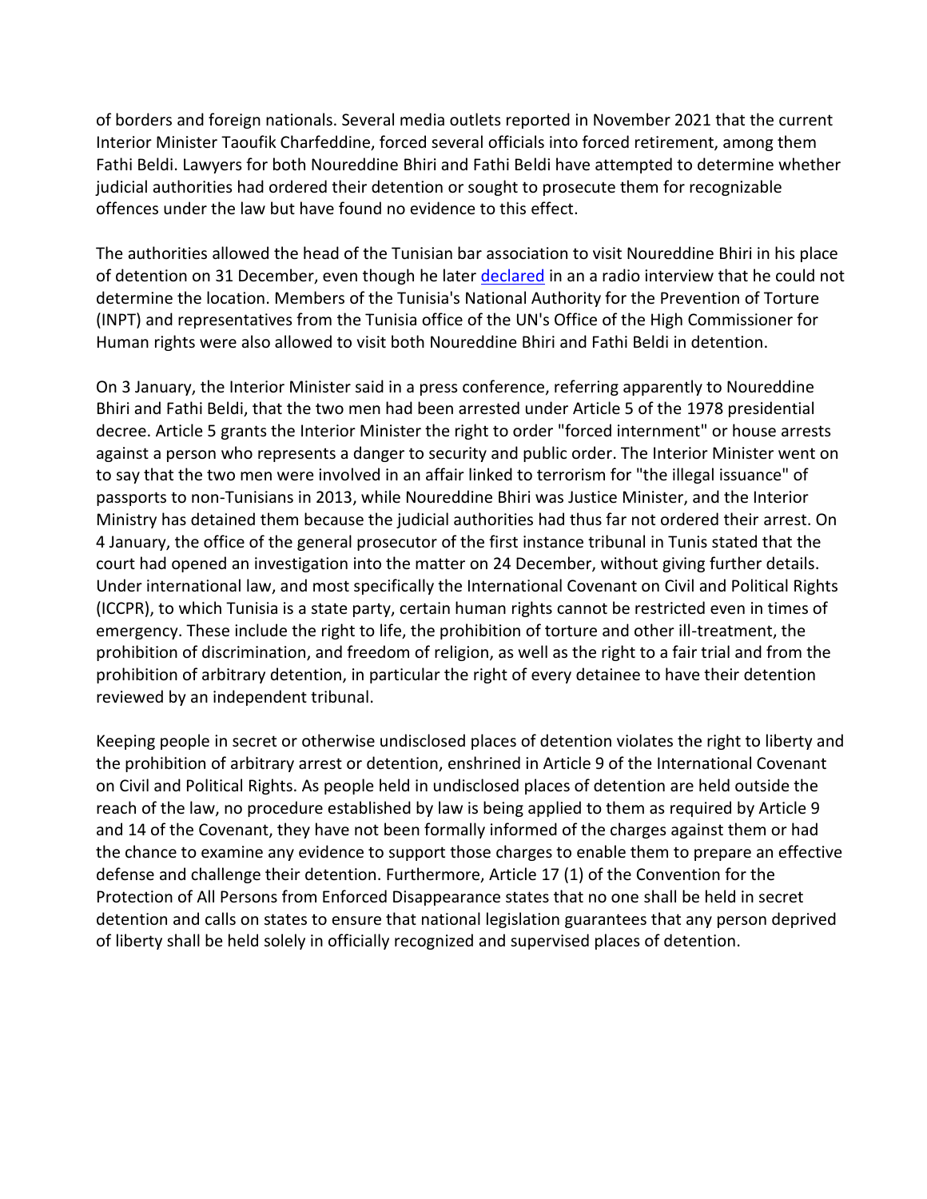of borders and foreign nationals. Several media outlets reported in November 2021 that the current Interior Minister Taoufik Charfeddine, forced several officials into forced retirement, among them Fathi Beldi. Lawyers for both Noureddine Bhiri and Fathi Beldi have attempted to determine whether judicial authorities had ordered their detention or sought to prosecute them for recognizable offences under the law but have found no evidence to this effect.

The authorities allowed the head of the Tunisian bar association to visit Noureddine Bhiri in his place of detention on 31 December, even though he later [declared](#) in an radio interview that he could not determine the location. Members of the Tunisia's National Authority for the Prevention of Torture (INPT) and representatives from the Tunisia office of the UN's Office of the High Commissioner for Human rights were also allowed to visit both Noureddine Bhiri and Fathi Beldi in detention.

On 3 January, the Interior Minister said in a press conference, referring apparently to Noureddine Bhiri and Fathi Beldi, that the two men had been arrested under Article 5 of the 1978 presidential decree. Article 5 grants the Interior Minister the right to order "forced internment" or house arrests against a person who represents a danger to security and public order. The Interior Minister went on to say that the two men were involved in an affair linked to terrorism for "the illegal issuance" of passports to non-Tunisians in 2013, while Noureddine Bhiri was Justice Minister, and the Interior Ministry has detained them because the judicial authorities had thus far not ordered their arrest. On 4 January, the office of the general prosecutor of the first instance tribunal in Tunis stated that the court had opened an investigation into the matter on 24 December, without giving further details. Under international law, and most specifically the International Covenant on Civil and Political Rights (ICCPR), to which Tunisia is a state party, certain human rights cannot be restricted even in times of emergency. These include the right to life, the prohibition of torture and other ill-treatment, the prohibition of discrimination, and freedom of religion, as well as the right to a fair trial and from the prohibition of arbitrary detention, in particular the right of every detainee to have their detention reviewed by an independent tribunal.

Keeping people in secret or otherwise undisclosed places of detention violates the right to liberty and the prohibition of arbitrary arrest or detention, enshrined in Article 9 of the International Covenant on Civil and Political Rights. As people held in undisclosed places of detention are held outside the reach of the law, no procedure established by law is being applied to them as required by Article 9 and 14 of the Covenant, they have not been formally informed of the charges against them or had the chance to examine any evidence to support those charges to enable them to prepare an effective defense and challenge their detention. Furthermore, Article 17 (1) of the Convention for the Protection of All Persons from Enforced Disappearance states that no one shall be held in secret detention and calls on states to ensure that national legislation guarantees that any person deprived of liberty shall be held solely in officially recognized and supervised places of detention.